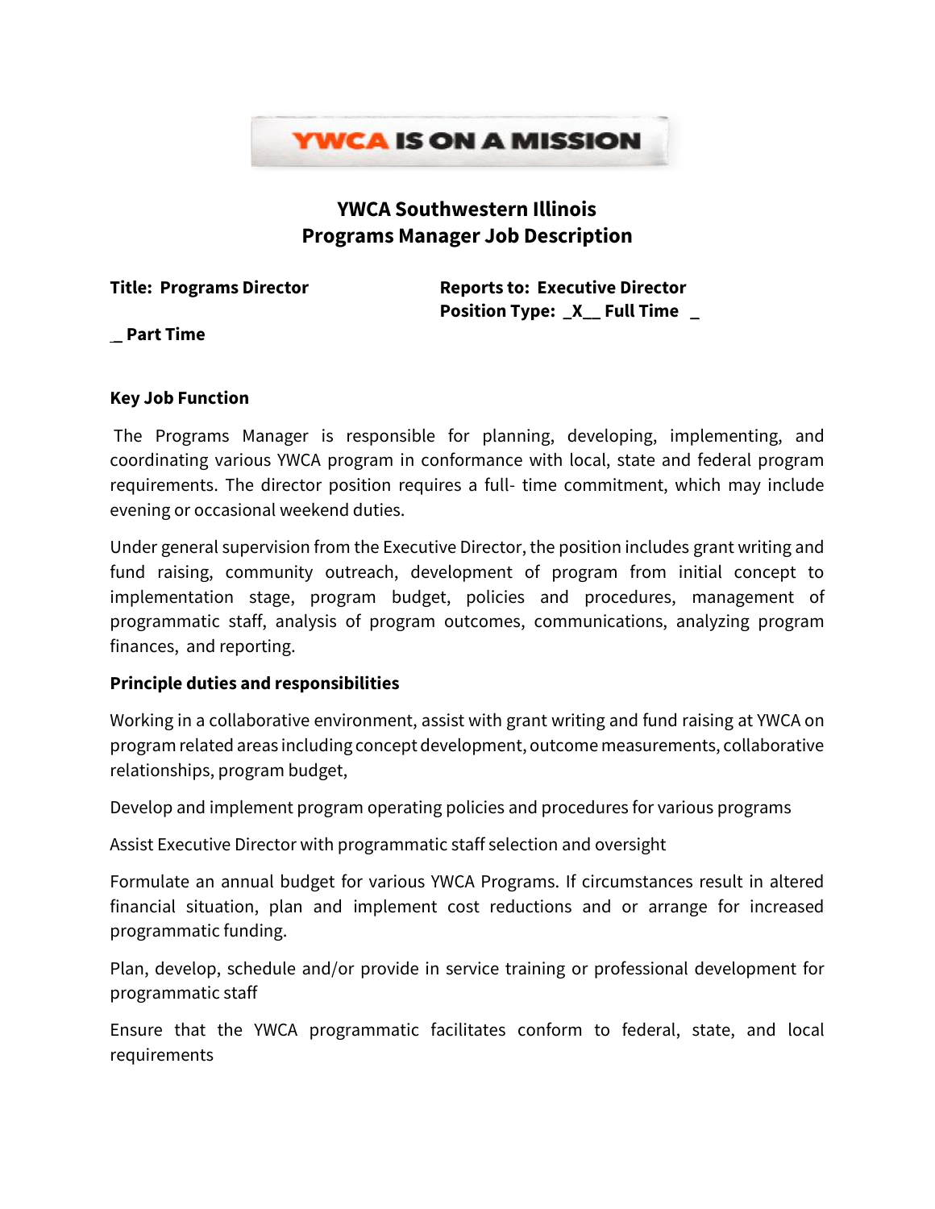**YWCA IS ON A MISSION**

# YWCA Southwestern Illinois
## Programs Manager Job Description

**Title: Programs Director**

**Reports to: Executive Director**

**Position Type: _X__ Full Time _ _ Part Time**

### Key Job Function

The Programs Manager is responsible for planning, developing, implementing, and coordinating various YWCA program in conformance with local, state and federal program requirements. The director position requires a full- time commitment, which may include evening or occasional weekend duties.

Under general supervision from the Executive Director, the position includes grant writing and fund raising, community outreach, development of program from initial concept to implementation stage, program budget, policies and procedures, management of programmatic staff, analysis of program outcomes, communications, analyzing program finances, and reporting.

### Principle duties and responsibilities

Working in a collaborative environment, assist with grant writing and fund raising at YWCA on program related areas including concept development, outcome measurements, collaborative relationships, program budget,

Develop and implement program operating policies and procedures for various programs

Assist Executive Director with programmatic staff selection and oversight

Formulate an annual budget for various YWCA Programs. If circumstances result in altered financial situation, plan and implement cost reductions and or arrange for increased programmatic funding.

Plan, develop, schedule and/or provide in service training or professional development for programmatic staff

Ensure that the YWCA programmatic facilitates conform to federal, state, and local requirements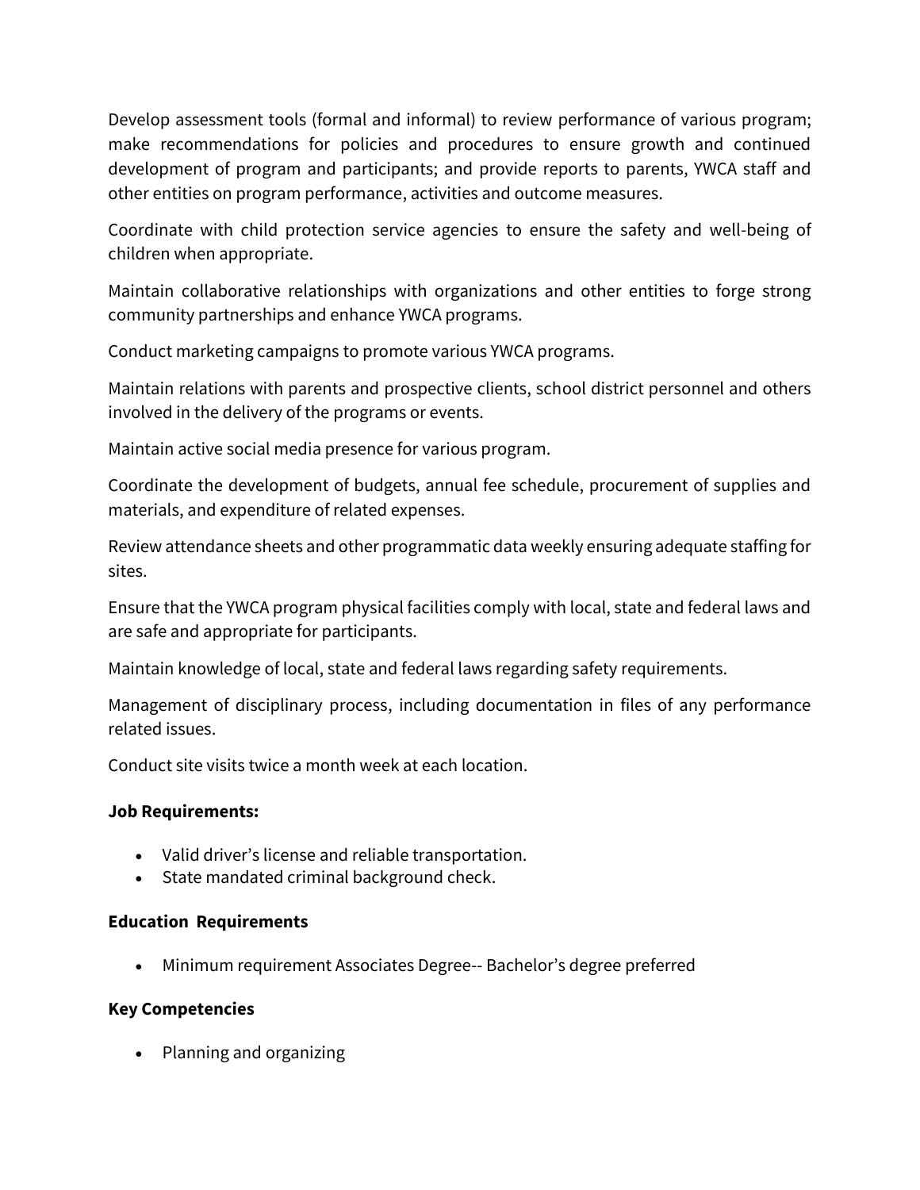Develop assessment tools (formal and informal) to review performance of various program; make recommendations for policies and procedures to ensure growth and continued development of program and participants; and provide reports to parents, YWCA staff and other entities on program performance, activities and outcome measures.

Coordinate with child protection service agencies to ensure the safety and well-being of children when appropriate.

Maintain collaborative relationships with organizations and other entities to forge strong community partnerships and enhance YWCA programs.

Conduct marketing campaigns to promote various YWCA programs.

Maintain relations with parents and prospective clients, school district personnel and others involved in the delivery of the programs or events.

Maintain active social media presence for various program.

Coordinate the development of budgets, annual fee schedule, procurement of supplies and materials, and expenditure of related expenses.

Review attendance sheets and other programmatic data weekly ensuring adequate staffing for sites.

Ensure that the YWCA program physical facilities comply with local, state and federal laws and are safe and appropriate for participants.

Maintain knowledge of local, state and federal laws regarding safety requirements.

Management of disciplinary process, including documentation in files of any performance related issues.

Conduct site visits twice a month week at each location.

**Job Requirements:**

- Valid driver's license and reliable transportation.
- State mandated criminal background check.

**Education Requirements**

- Minimum requirement Associates Degree-- Bachelor's degree preferred

**Key Competencies**

- Planning and organizing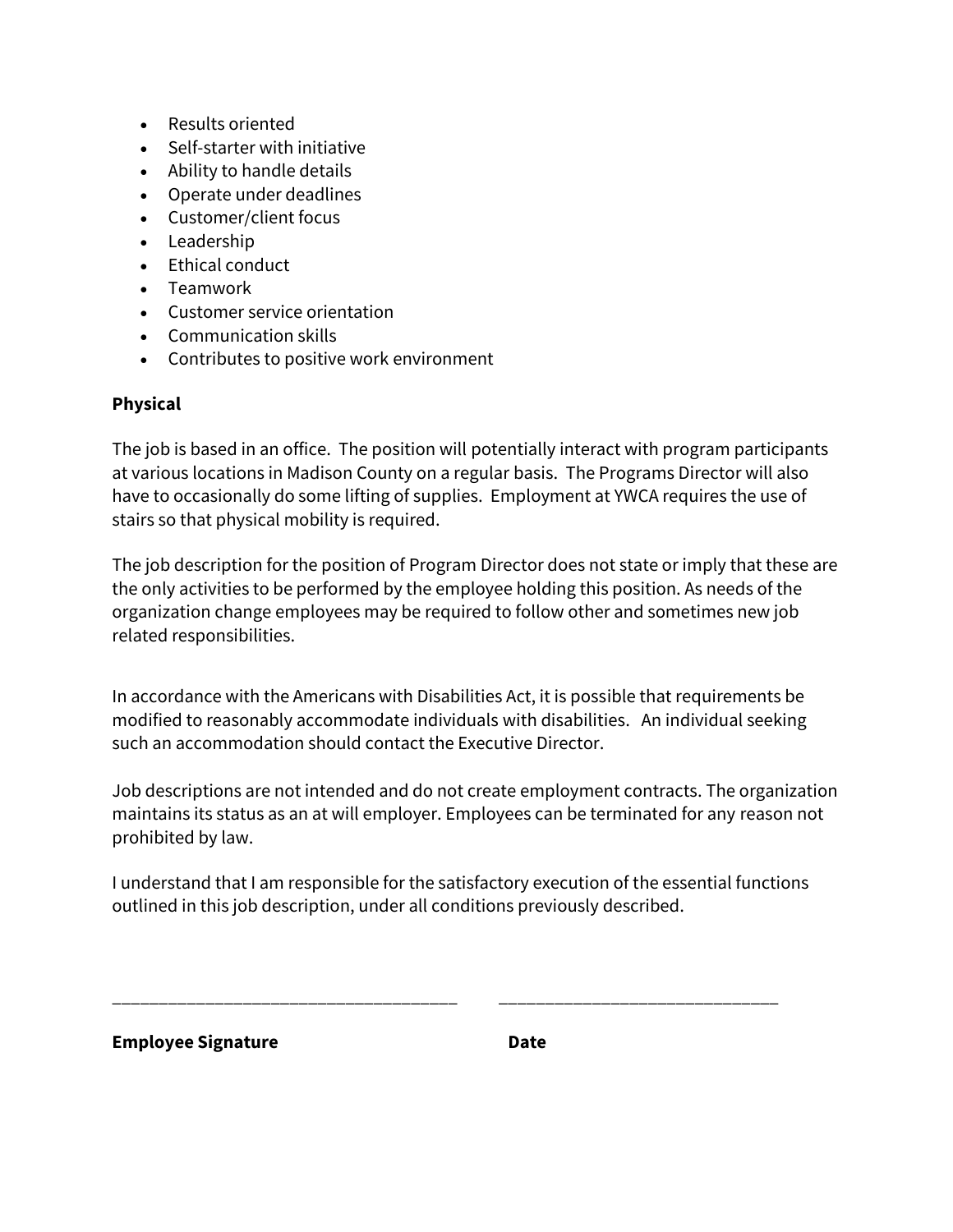- Results oriented
- Self-starter with initiative
- Ability to handle details
- Operate under deadlines
- Customer/client focus
- Leadership
- Ethical conduct
- Teamwork
- Customer service orientation
- Communication skills
- Contributes to positive work environment

**Physical**

The job is based in an office. The position will potentially interact with program participants at various locations in Madison County on a regular basis. The Programs Director will also have to occasionally do some lifting of supplies. Employment at YWCA requires the use of stairs so that physical mobility is required.

The job description for the position of Program Director does not state or imply that these are the only activities to be performed by the employee holding this position. As needs of the organization change employees may be required to follow other and sometimes new job related responsibilities.

In accordance with the Americans with Disabilities Act, it is possible that requirements be modified to reasonably accommodate individuals with disabilities. An individual seeking such an accommodation should contact the Executive Director.

Job descriptions are not intended and do not create employment contracts. The organization maintains its status as an at will employer. Employees can be terminated for any reason not prohibited by law.

I understand that I am responsible for the satisfactory execution of the essential functions outlined in this job description, under all conditions previously described.

_____________________________________ ______________________________

**Employee Signature** **Date**